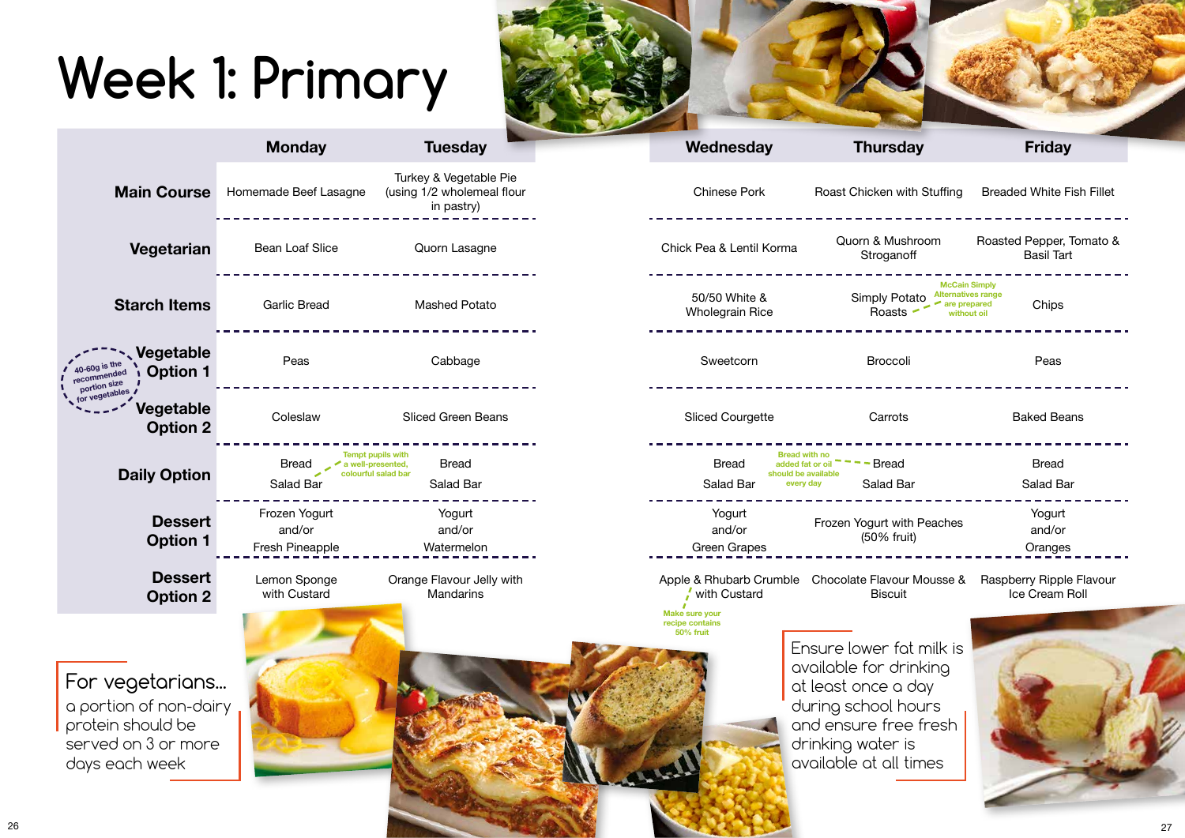# Week 1: Primary

| | Monday | Tuesday | Wednesday | Thursday | Friday |
|---|---|---|---|---|---|
| **Main Course** | Homemade Beef Lasagne | Turkey & Vegetable Pie (using 1/2 wholemeal flour in pastry) | Chinese Pork | Roast Chicken with Stuffing | Breaded White Fish Fillet |
| **Vegetarian** | Bean Loaf Slice | Quorn Lasagne | Chick Pea & Lentil Korma | Quorn & Mushroom Stroganoff | Roasted Pepper, Tomato & Basil Tart |
| **Starch Items** | Garlic Bread | Mashed Potato | 50/50 White & Wholegrain Rice | Simply Potato Roasts | Chips |
| **Vegetable Option 1** | Peas | Cabbage | Sweetcorn | Broccoli | Peas |
| **Vegetable Option 2** | Coleslaw | Sliced Green Beans | Sliced Courgette | Carrots | Baked Beans |
| **Daily Option** | Bread<br>Salad Bar | Bread<br>Salad Bar | Bread<br>Salad Bar | Bread<br>Salad Bar | Bread<br>Salad Bar |
| **Dessert Option 1** | Frozen Yogurt and/or Fresh Pineapple | Yogurt and/or Watermelon | Yogurt and/or Green Grapes | Frozen Yogurt with Peaches (50% fruit) | Yogurt and/or Oranges |
| **Dessert Option 2** | Lemon Sponge with Custard | Orange Flavour Jelly with Mandarins | Apple & Rhubarb Crumble with Custard | Chocolate Flavour Mousse & Biscuit | Raspberry Ripple Flavour Ice Cream Roll |

40-60g is the recommended portion size for vegetables

McCain Simply Alternatives range are prepared without oil

Tempt pupils with a well-presented, colourful salad bar

Bread with no added fat or oil should be available every day

Make sure your recipe contains 50% fruit

**For vegetarians...** a portion of non-dairy protein should be served on 3 or more days each week

Ensure lower fat milk is available for drinking at least once a day during school hours and ensure free fresh drinking water is available at all times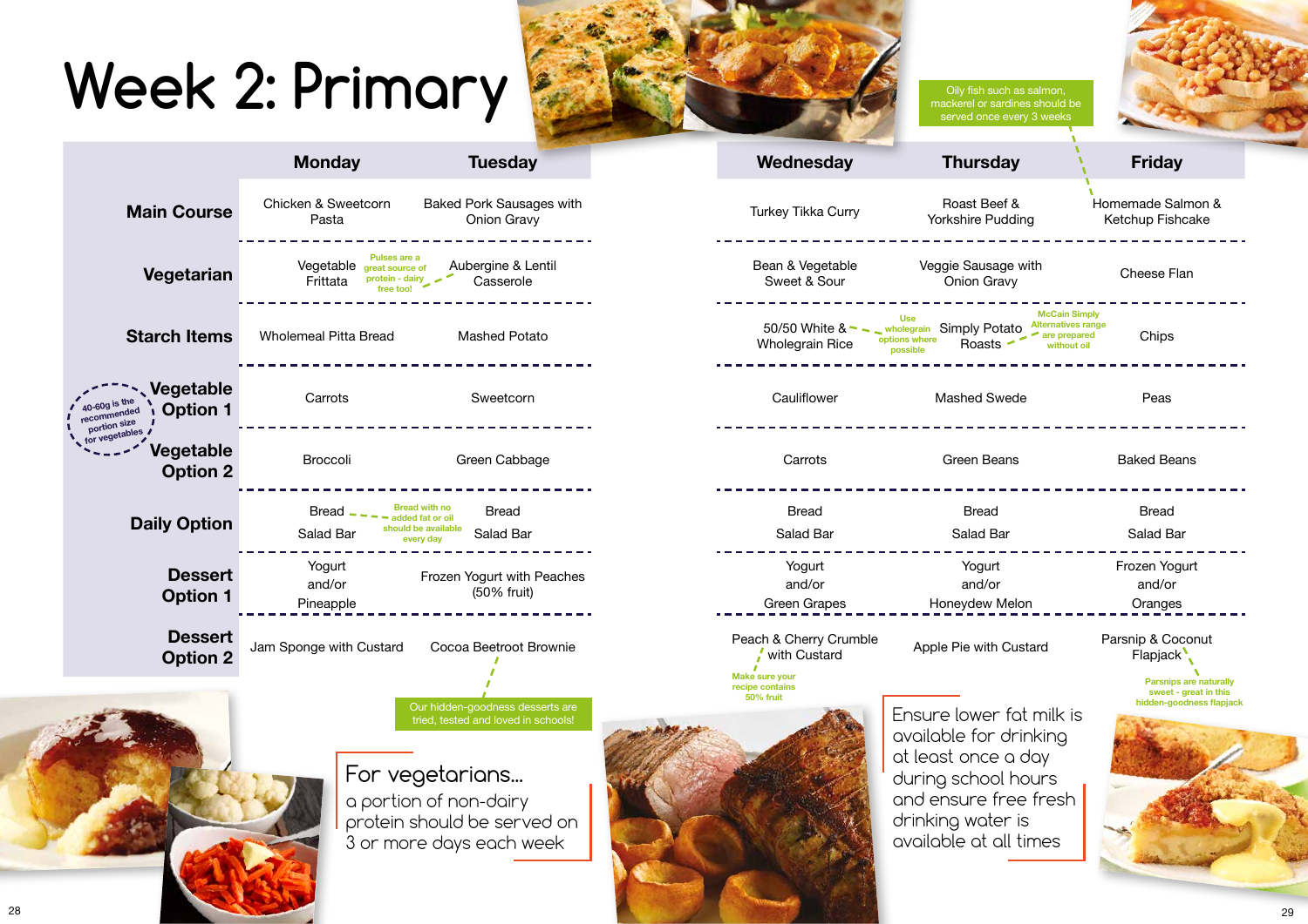# Week 2: Primary

| | Monday | Tuesday | Wednesday | Thursday | Friday |
|---|---|---|---|---|---|
| **Main Course** | Chicken & Sweetcorn Pasta | Baked Pork Sausages with Onion Gravy | Turkey Tikka Curry | Roast Beef & Yorkshire Pudding | Homemade Salmon & Ketchup Fishcake |
| **Vegetarian** | Vegetable Frittata | Aubergine & Lentil Casserole | Bean & Vegetable Sweet & Sour | Veggie Sausage with Onion Gravy | Cheese Flan |
| **Starch Items** | Wholemeal Pitta Bread | Mashed Potato | 50/50 White & Wholegrain Rice | Simply Potato Roasts | Chips |
| **Vegetable Option 1** | Carrots | Sweetcorn | Cauliflower | Mashed Swede | Peas |
| **Vegetable Option 2** | Broccoli | Green Cabbage | Carrots | Green Beans | Baked Beans |
| **Daily Option** | Bread<br>Salad Bar | Bread<br>Salad Bar | Bread<br>Salad Bar | Bread<br>Salad Bar | Bread<br>Salad Bar |
| **Dessert Option 1** | Yogurt and/or Pineapple | Frozen Yogurt with Peaches (50% fruit) | Yogurt and/or Green Grapes | Yogurt and/or Honeydew Melon | Frozen Yogurt and/or Oranges |
| **Dessert Option 2** | Jam Sponge with Custard | Cocoa Beetroot Brownie | Peach & Cherry Crumble with Custard | Apple Pie with Custard | Parsnip & Coconut Flapjack |

40-60g is the recommended portion size for vegetables

Pulses are a great source of protein - dairy free too!

Bread with no added fat or oil should be available every day

Our hidden-goodness desserts are tried, tested and loved in schools!

Oily fish such as salmon, mackerel or sardines should be served once every 3 weeks

Use wholegrain options where possible

McCain Simply Alternatives range are prepared without oil

Make sure your recipe contains 50% fruit

Parsnips are naturally sweet - great in this hidden-goodness flapjack

**For vegetarians...**
a portion of non-dairy protein should be served on 3 or more days each week

Ensure lower fat milk is available for drinking at least once a day during school hours and ensure free fresh drinking water is available at all times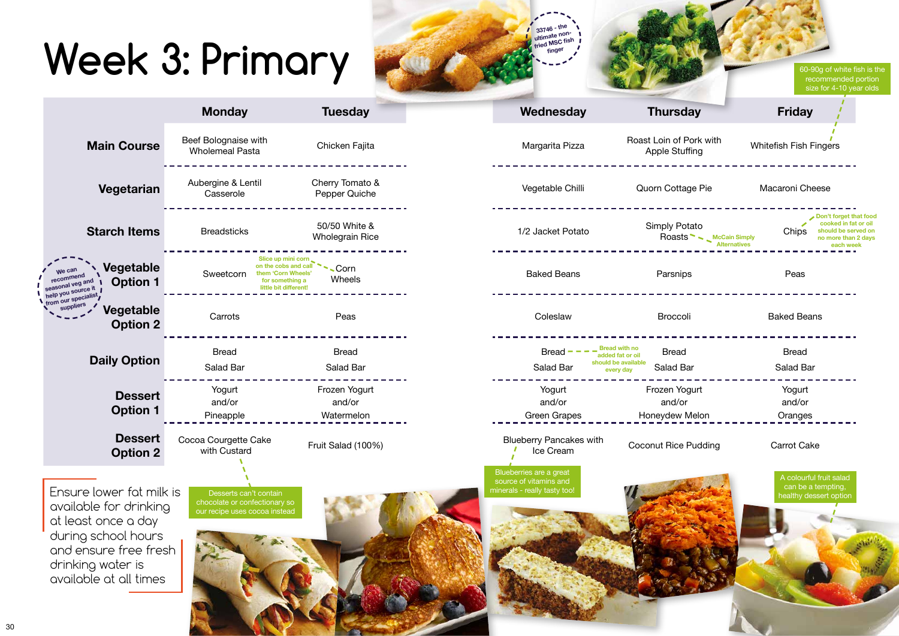# Week 3: Primary

| | Monday | Tuesday | Wednesday | Thursday | Friday |
|---|---|---|---|---|---|
| **Main Course** | Beef Bolognaise with Wholemeal Pasta | Chicken Fajita | Margarita Pizza | Roast Loin of Pork with Apple Stuffing | Whitefish Fish Fingers |
| **Vegetarian** | Aubergine & Lentil Casserole | Cherry Tomato & Pepper Quiche | Vegetable Chilli | Quorn Cottage Pie | Macaroni Cheese |
| **Starch Items** | Breadsticks | 50/50 White & Wholegrain Rice | 1/2 Jacket Potato | Simply Potato Roasts | Chips |
| **Vegetable Option 1** | Sweetcorn | Corn Wheels | Baked Beans | Parsnips | Peas |
| **Vegetable Option 2** | Carrots | Peas | Coleslaw | Broccoli | Baked Beans |
| **Daily Option** | Bread<br>Salad Bar | Bread<br>Salad Bar | Bread<br>Salad Bar | Bread<br>Salad Bar | Bread<br>Salad Bar |
| **Dessert Option 1** | Yogurt and/or Pineapple | Frozen Yogurt and/or Watermelon | Yogurt and/or Green Grapes | Frozen Yogurt and/or Honeydew Melon | Yogurt and/or Oranges |
| **Dessert Option 2** | Cocoa Courgette Cake with Custard | Fruit Salad (100%) | Blueberry Pancakes with Ice Cream | Coconut Rice Pudding | Carrot Cake |

33746 - the ultimate non-fried MSC fish finger

60-90g of white fish is the recommended portion size for 4-10 year olds

McCain Simply Alternatives

Don't forget that food cooked in fat or oil should be served on no more than 2 days each week

We can recommend seasonal veg and help you source it from our specialist suppliers

Slice up mini corn on the cobs and call them 'Corn Wheels' for something a little bit different!

Bread with no added fat or oil should be available every day

Desserts can't contain chocolate or confectionary so our recipe uses cocoa instead

Blueberries are a great source of vitamins and minerals - really tasty too!

A colourful fruit salad can be a tempting, healthy dessert option

Ensure lower fat milk is available for drinking at least once a day during school hours and ensure free fresh drinking water is available at all times